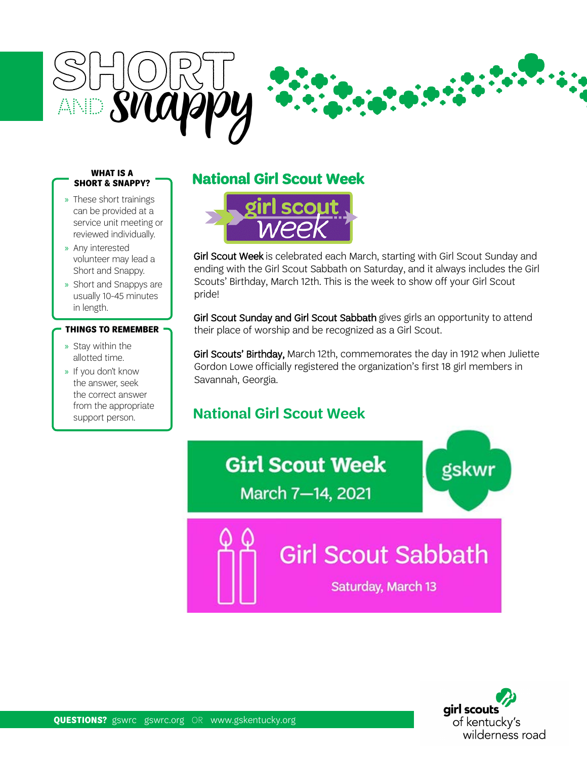# SHORT AND snappy

**WHAT IS A SHORT & SNAPPY?**

- These short trainings can be provided at a service unit meeting or reviewed individually.
- Any interested volunteer may lead a Short and Snappy.
- Short and Snappys are usually 10-45 minutes in length.

**THINGS TO REMEMBER**

- Stay within the allotted time.
- If you don't know the answer, seek the correct answer from the appropriate support person.

## National Girl Scout Week

girl scout week

**Girl Scout Week** is celebrated each March, starting with Girl Scout Sunday and ending with the Girl Scout Sabbath on Saturday, and it always includes the Girl Scouts' Birthday, March 12th. This is the week to show off your Girl Scout pride!

**Girl Scout Sunday and Girl Scout Sabbath** gives girls an opportunity to attend their place of worship and be recognized as a Girl Scout.

**Girl Scouts' Birthday,** March 12th, commemorates the day in 1912 when Juliette Gordon Lowe officially registered the organization's first 18 girl members in Savannah, Georgia.

## National Girl Scout Week

**Girl Scout Week**
March 7—14, 2021

gskwr

**Girl Scout Sabbath**
Saturday, March 13

**QUESTIONS?** gswrc gswrc.org OR www.gskentucky.org

girl scouts of kentucky's wilderness road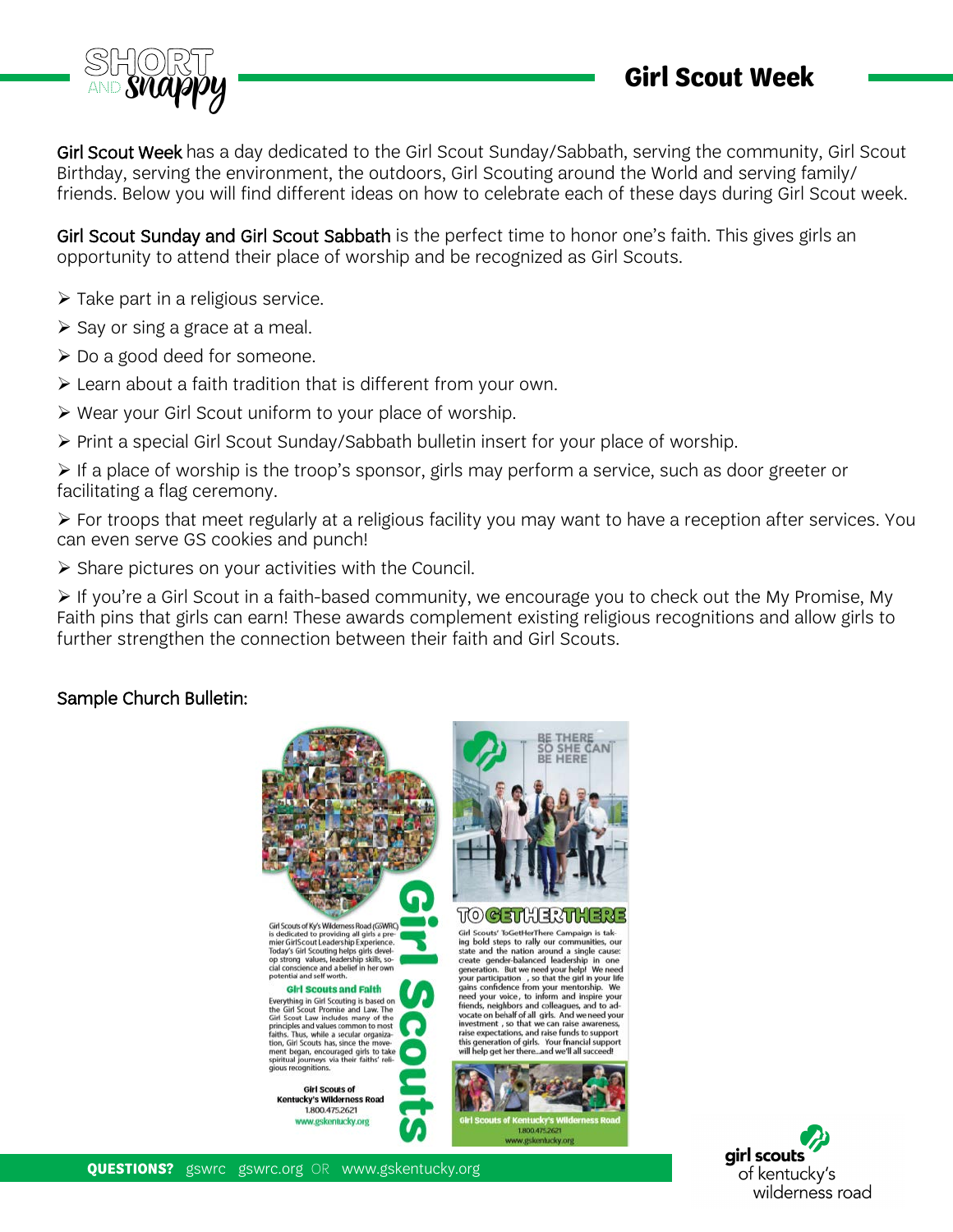# Girl Scout Week

**Girl Scout Week** has a day dedicated to the Girl Scout Sunday/Sabbath, serving the community, Girl Scout Birthday, serving the environment, the outdoors, Girl Scouting around the World and serving family/friends. Below you will find different ideas on how to celebrate each of these days during Girl Scout week.

**Girl Scout Sunday and Girl Scout Sabbath** is the perfect time to honor one's faith. This gives girls an opportunity to attend their place of worship and be recognized as Girl Scouts.

- Take part in a religious service.
- Say or sing a grace at a meal.
- Do a good deed for someone.
- Learn about a faith tradition that is different from your own.
- Wear your Girl Scout uniform to your place of worship.
- Print a special Girl Scout Sunday/Sabbath bulletin insert for your place of worship.
- If a place of worship is the troop's sponsor, girls may perform a service, such as door greeter or facilitating a flag ceremony.
- For troops that meet regularly at a religious facility you may want to have a reception after services. You can even serve GS cookies and punch!
- Share pictures on your activities with the Council.
- If you're a Girl Scout in a faith-based community, we encourage you to check out the My Promise, My Faith pins that girls can earn! These awards complement existing religious recognitions and allow girls to further strengthen the connection between their faith and Girl Scouts.

**Sample Church Bulletin:**

Girl Scouts

Girl Scouts of Ky's Wilderness Road (GSWRC) is dedicated to providing all girls a premier Girl Scout Leadership Experience. Today's Girl Scouting helps girls develop strong values, leadership skills, social conscience and a belief in her own potential and self worth.

**Girl Scouts and Faith**

Everything in Girl Scouting is based on the Girl Scout Promise and Law. The Girl Scout Law includes many of the principles and values common to most faiths. Thus, while a secular organization, Girl Scouts has, since the movement began, encouraged girls to take spiritual journeys via their faiths' religious recognitions.

Girl Scouts of Kentucky's Wilderness Road
1.800.475.2621
www.gskentucky.org

BE THERE SO SHE CAN BE HERE

TOGETHERTHERE

Girl Scouts' ToGetHerThere Campaign is taking bold steps to rally our communities, our state and the nation around a single cause: create gender-balanced leadership in one generation. But we need your help! We need your participation , so that the girl in your life gains confidence from your mentorship. We need your voice, to inform and inspire your friends, neighbors and colleagues, and to advocate on behalf of all girls. And we need your investment , so that we can raise awareness, raise expectations, and raise funds to support this generation of girls. Your financial support will help get her there...and we'll all succeed!

Girl Scouts of Kentucky's Wilderness Road
1.800.475.2621
www.gskentucky.org

**QUESTIONS?** gswrc gswrc.org OR www.gskentucky.org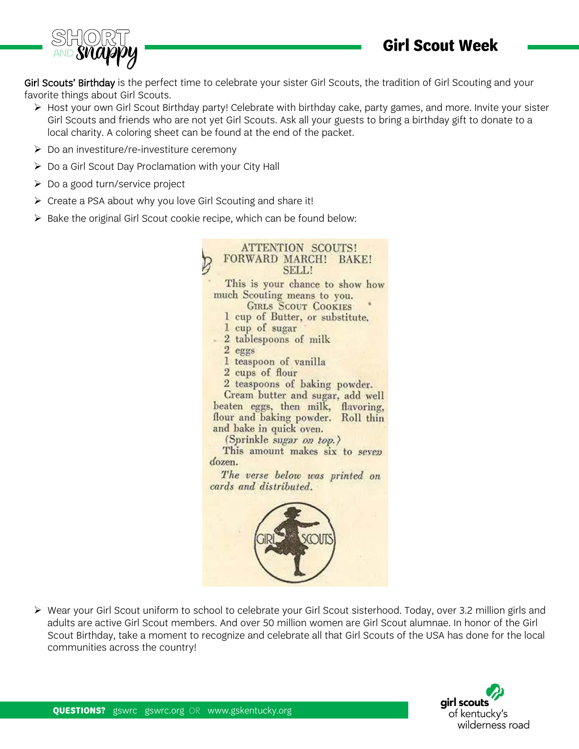# Girl Scout Week

Girl Scouts' Birthday is the perfect time to celebrate your sister Girl Scouts, the tradition of Girl Scouting and your favorite things about Girl Scouts.

- Host your own Girl Scout Birthday party! Celebrate with birthday cake, party games, and more. Invite your sister Girl Scouts and friends who are not yet Girl Scouts. Ask all your guests to bring a birthday gift to donate to a local charity. A coloring sheet can be found at the end of the packet.
- Do an investiture/re-investiture ceremony
- Do a Girl Scout Day Proclamation with your City Hall
- Do a good turn/service project
- Create a PSA about why you love Girl Scouting and share it!
- Bake the original Girl Scout cookie recipe, which can be found below:

ATTENTION SCOUTS!
FORWARD MARCH! BAKE!
SELL!

This is your chance to show how much Scouting means to you.

GIRLS SCOUT COOKIES

1 cup of Butter, or substitute.
1 cup of sugar
2 tablespoons of milk
2 eggs
1 teaspoon of vanilla
2 cups of flour
2 teaspoons of baking powder.

Cream butter and sugar, add well beaten eggs, then milk, flavoring, flour and baking powder. Roll thin and bake in quick oven.

(Sprinkle *sugar on top.*)

This amount makes six to seven dozen.

*The verse below was printed on cards and distributed.*

GIRL SCOUTS

- Wear your Girl Scout uniform to school to celebrate your Girl Scout sisterhood. Today, over 3.2 million girls and adults are active Girl Scout members. And over 50 million women are Girl Scout alumnae. In honor of the Girl Scout Birthday, take a moment to recognize and celebrate all that Girl Scouts of the USA has done for the local communities across the country!

**QUESTIONS?** gswrc gswrc.org OR www.gskentucky.org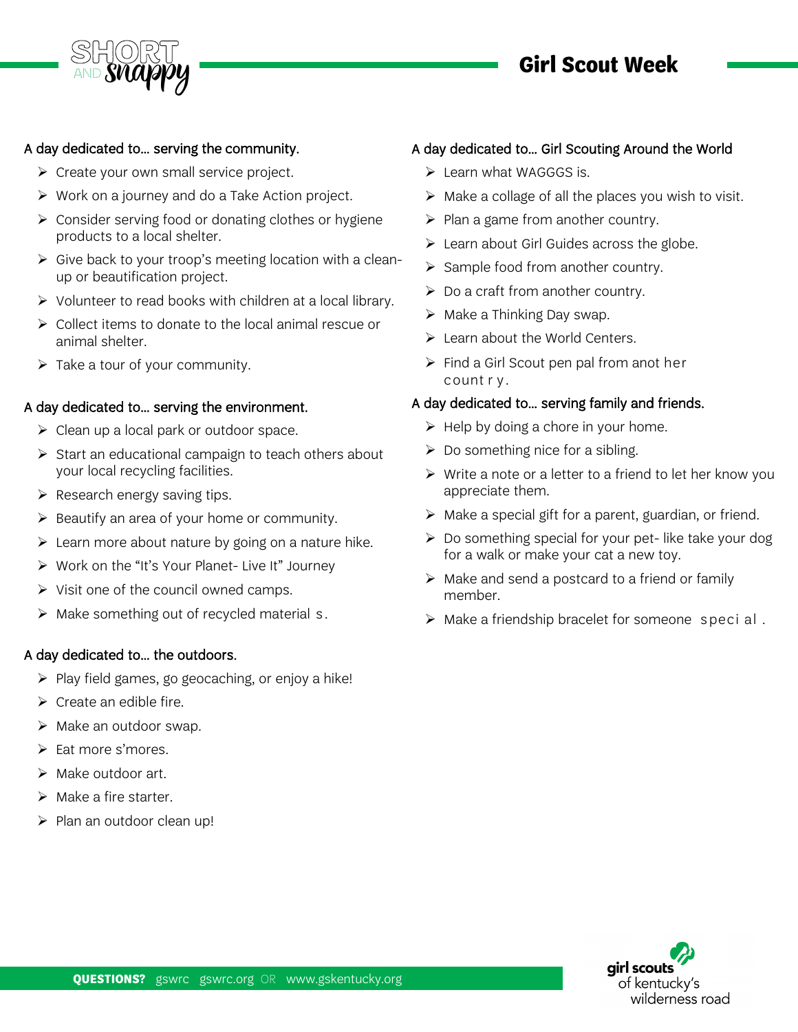# Girl Scout Week

A day dedicated to… serving the community.

- Create your own small service project.
- Work on a journey and do a Take Action project.
- Consider serving food or donating clothes or hygiene products to a local shelter.
- Give back to your troop's meeting location with a clean-up or beautification project.
- Volunteer to read books with children at a local library.
- Collect items to donate to the local animal rescue or animal shelter.
- Take a tour of your community.

A day dedicated to… serving the environment.

- Clean up a local park or outdoor space.
- Start an educational campaign to teach others about your local recycling facilities.
- Research energy saving tips.
- Beautify an area of your home or community.
- Learn more about nature by going on a nature hike.
- Work on the "It's Your Planet- Live It" Journey
- Visit one of the council owned camps.
- Make something out of recycled materials.

A day dedicated to… the outdoors.

- Play field games, go geocaching, or enjoy a hike!
- Create an edible fire.
- Make an outdoor swap.
- Eat more s'mores.
- Make outdoor art.
- Make a fire starter.
- Plan an outdoor clean up!

A day dedicated to… Girl Scouting Around the World

- Learn what WAGGGS is.
- Make a collage of all the places you wish to visit.
- Plan a game from another country.
- Learn about Girl Guides across the globe.
- Sample food from another country.
- Do a craft from another country.
- Make a Thinking Day swap.
- Learn about the World Centers.
- Find a Girl Scout pen pal from another country.

A day dedicated to… serving family and friends.

- Help by doing a chore in your home.
- Do something nice for a sibling.
- Write a note or a letter to a friend to let her know you appreciate them.
- Make a special gift for a parent, guardian, or friend.
- Do something special for your pet- like take your dog for a walk or make your cat a new toy.
- Make and send a postcard to a friend or family member.
- Make a friendship bracelet for someone special.

**QUESTIONS?** gswrc gswrc.org OR www.gskentucky.org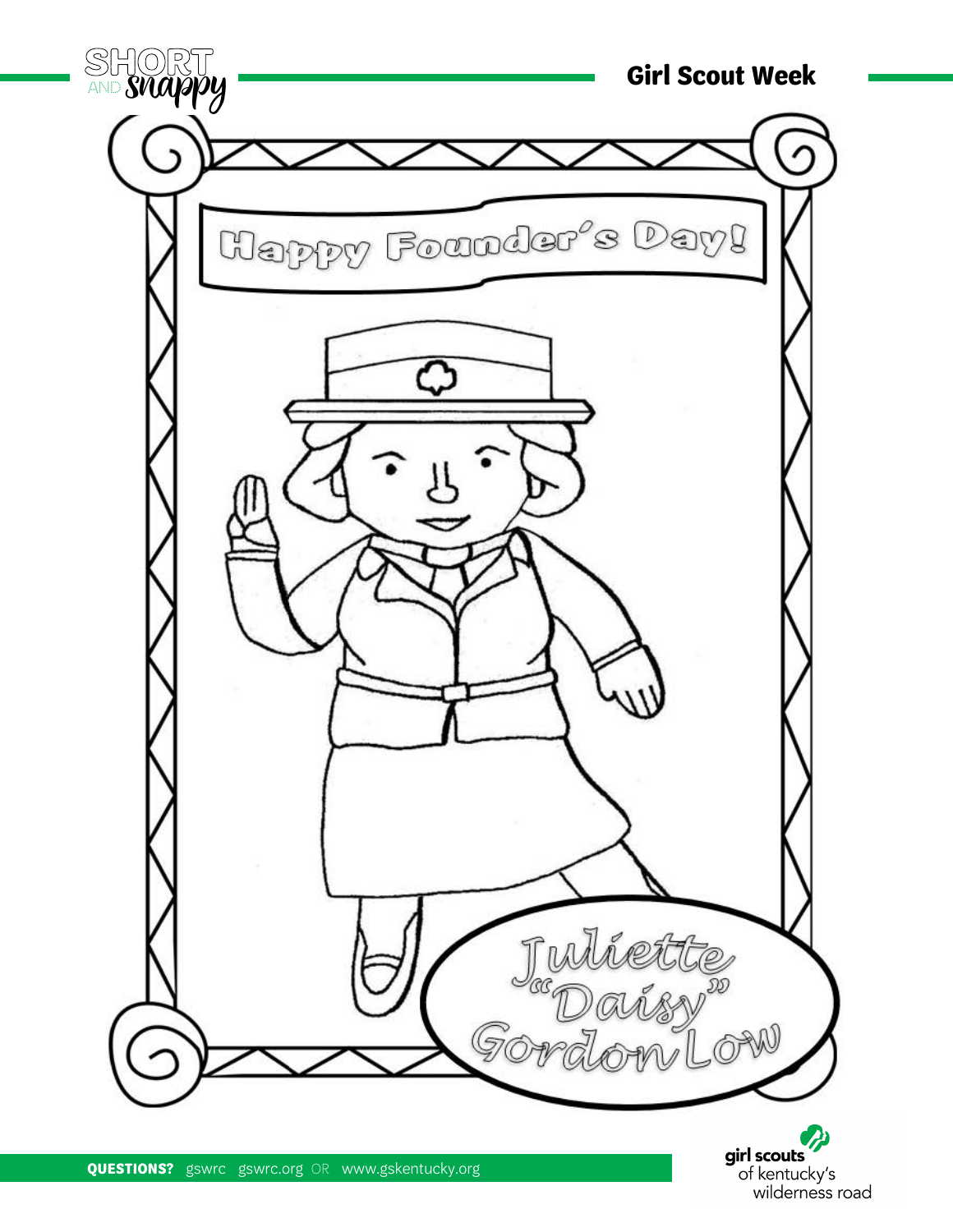SHORT AND snappy

**Girl Scout Week**

Happy Founder's Day!

Juliette "Daisy" Gordon Low

**QUESTIONS?** gswrc gswrc.org OR www.gskentucky.org

girl scouts of kentucky's wilderness road